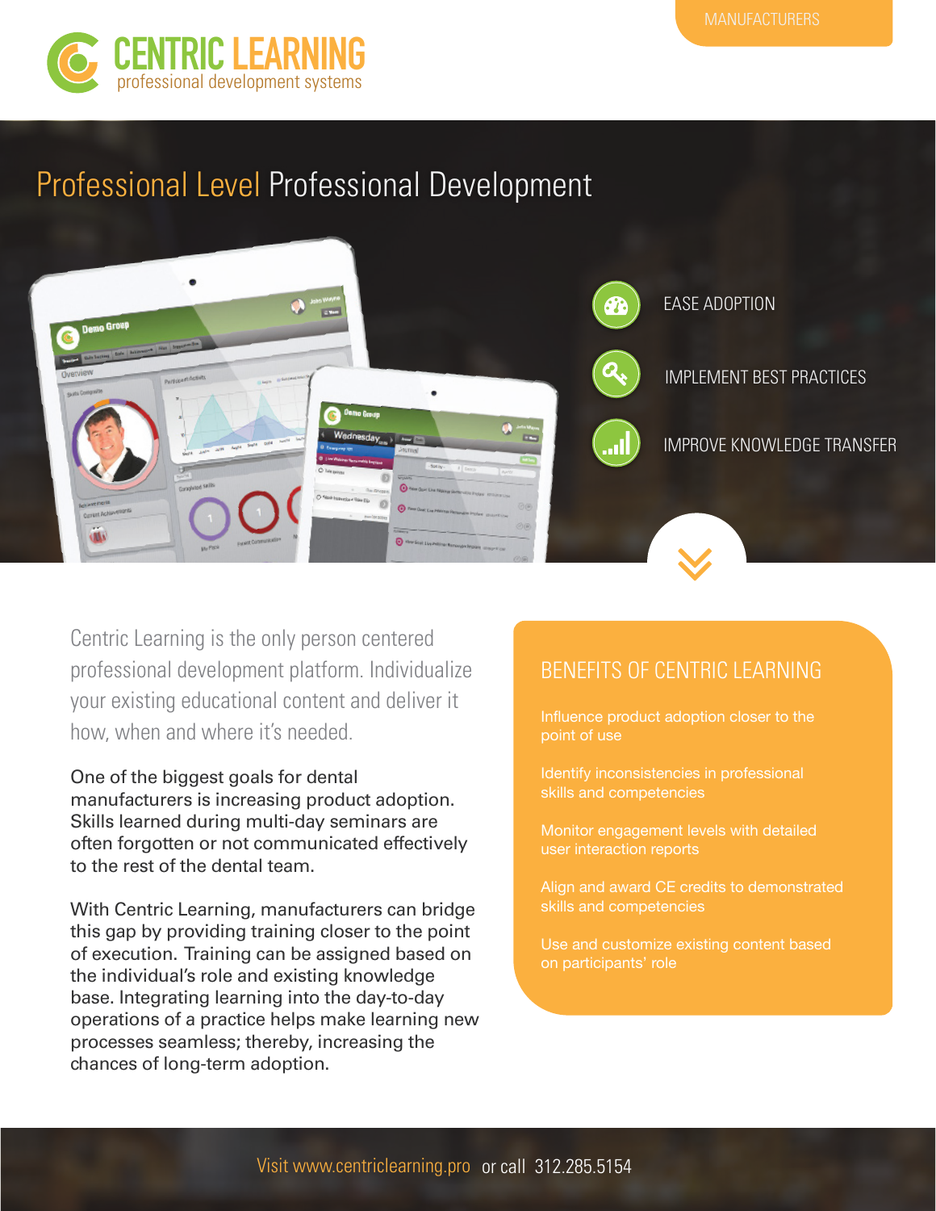MANUFACTURERS

# CENTRIC LEARNING
professional development systems

## Professional Level Professional Development

EASE ADOPTION

IMPLEMENT BEST PRACTICES

IMPROVE KNOWLEDGE TRANSFER

Centric Learning is the only person centered professional development platform. Individualize your existing educational content and deliver it how, when and where it's needed.

One of the biggest goals for dental manufacturers is increasing product adoption. Skills learned during multi-day seminars are often forgotten or not communicated effectively to the rest of the dental team.

With Centric Learning, manufacturers can bridge this gap by providing training closer to the point of execution. Training can be assigned based on the individual's role and existing knowledge base. Integrating learning into the day-to-day operations of a practice helps make learning new processes seamless; thereby, increasing the chances of long-term adoption.

### BENEFITS OF CENTRIC LEARNING

- Influence product adoption closer to the point of use
- Identify inconsistencies in professional skills and competencies
- Monitor engagement levels with detailed user interaction reports
- Align and award CE credits to demonstrated skills and competencies
- Use and customize existing content based on participants' role

Visit www.centriclearning.pro or call 312.285.5154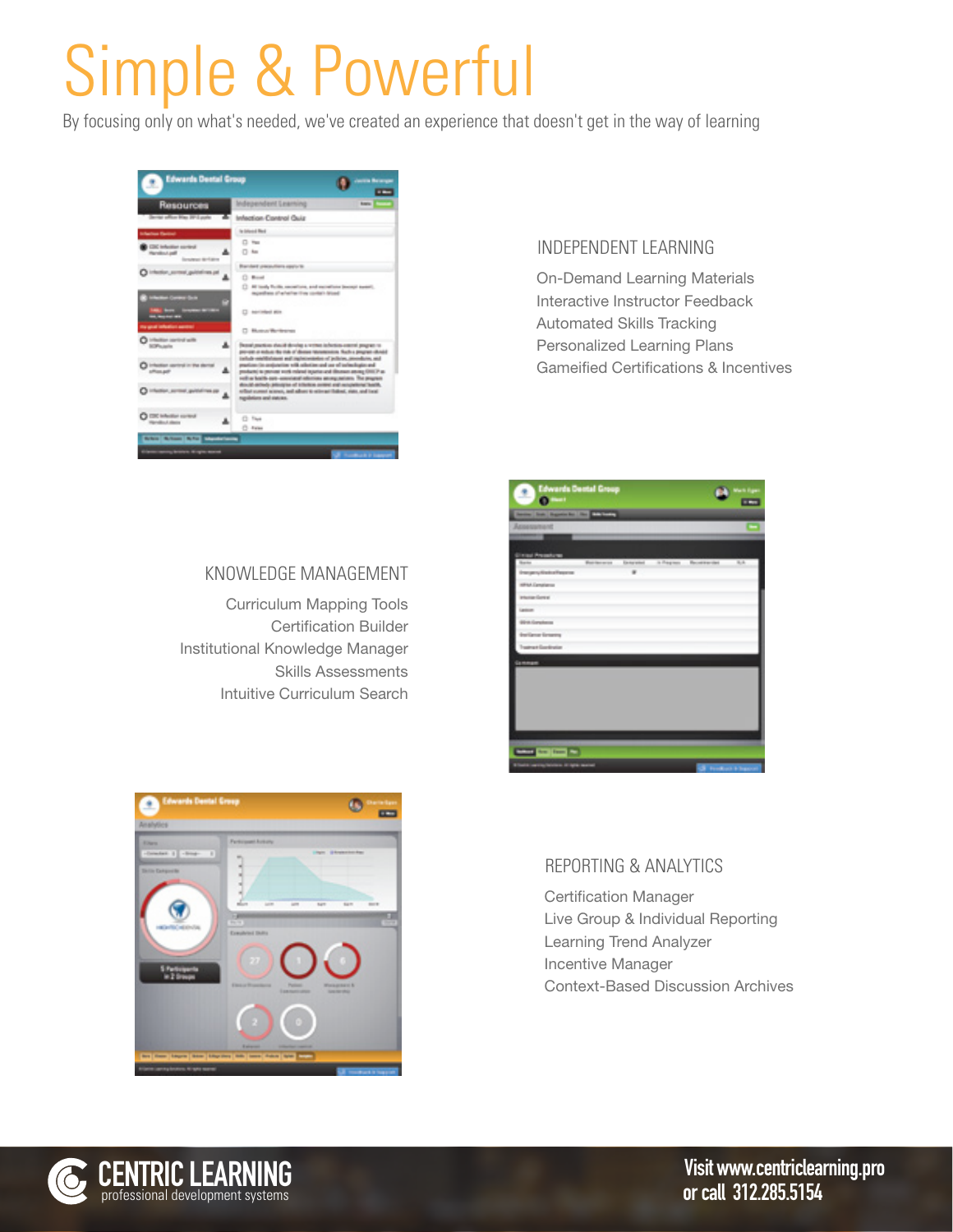# Simple & Powerful

By focusing only on what's needed, we've created an experience that doesn't get in the way of learning

## INDEPENDENT LEARNING

On-Demand Learning Materials
Interactive Instructor Feedback
Automated Skills Tracking
Personalized Learning Plans
Gameified Certifications & Incentives

## KNOWLEDGE MANAGEMENT

Curriculum Mapping Tools
Certification Builder
Institutional Knowledge Manager
Skills Assessments
Intuitive Curriculum Search

## REPORTING & ANALYTICS

Certification Manager
Live Group & Individual Reporting
Learning Trend Analyzer
Incentive Manager
Context-Based Discussion Archives

**CENTRIC LEARNING**
professional development systems

Visit www.centriclearning.pro
or call 312.285.5154